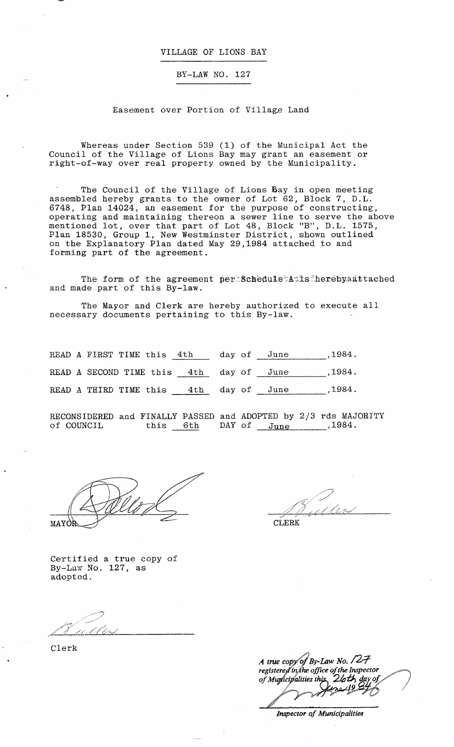# VILLAGE OF LIONS BAY

## BY-LAW NO. 127

### Easement over Portion of Village Land

Whereas under Section 539 (1) of the Municipal Act the Council of the Village of Lions Bay may grant an easement or right-of-way over real property owned by the Municipality.

The Council of the Village of Lions Bay in open meeting assembled hereby grants to the owner of Lot 62, Block 7, D.L. 6748, Plan 14024, an easement for the purpose of constructing, operating and maintaining thereon a sewer line to serve the above mentioned lot, over that part of Lot 48, Block "B", D.L. 1575, Plan 18530, Group 1, New Westminster District, shown outlined on the Explanatory Plan dated May 29,1984 attached to and forming part of the agreement.

The form of the agreement per Schedule A is hereby attached and made part of this By-law.

The Mayor and Clerk are hereby authorized to execute all necessary documents pertaining to this By-law.

READ A FIRST TIME this 4th day of June ,1984.

READ A SECOND TIME this 4th day of June ,1984.

READ A THIRD TIME this 4th day of June ,1984.

RECONSIDERED and FINALLY PASSED and ADOPTED by 2/3 rds MAJORITY of COUNCIL this 6th DAY of June ,1984.

MAYOR

CLERK

Certified a true copy of By-Law No. 127, as adopted.

Clerk

*A true copy of By-Law No. 127 registered in the office of the Inspector of Municipalities this 26th day of June 1984*

*Inspector of Municipalities*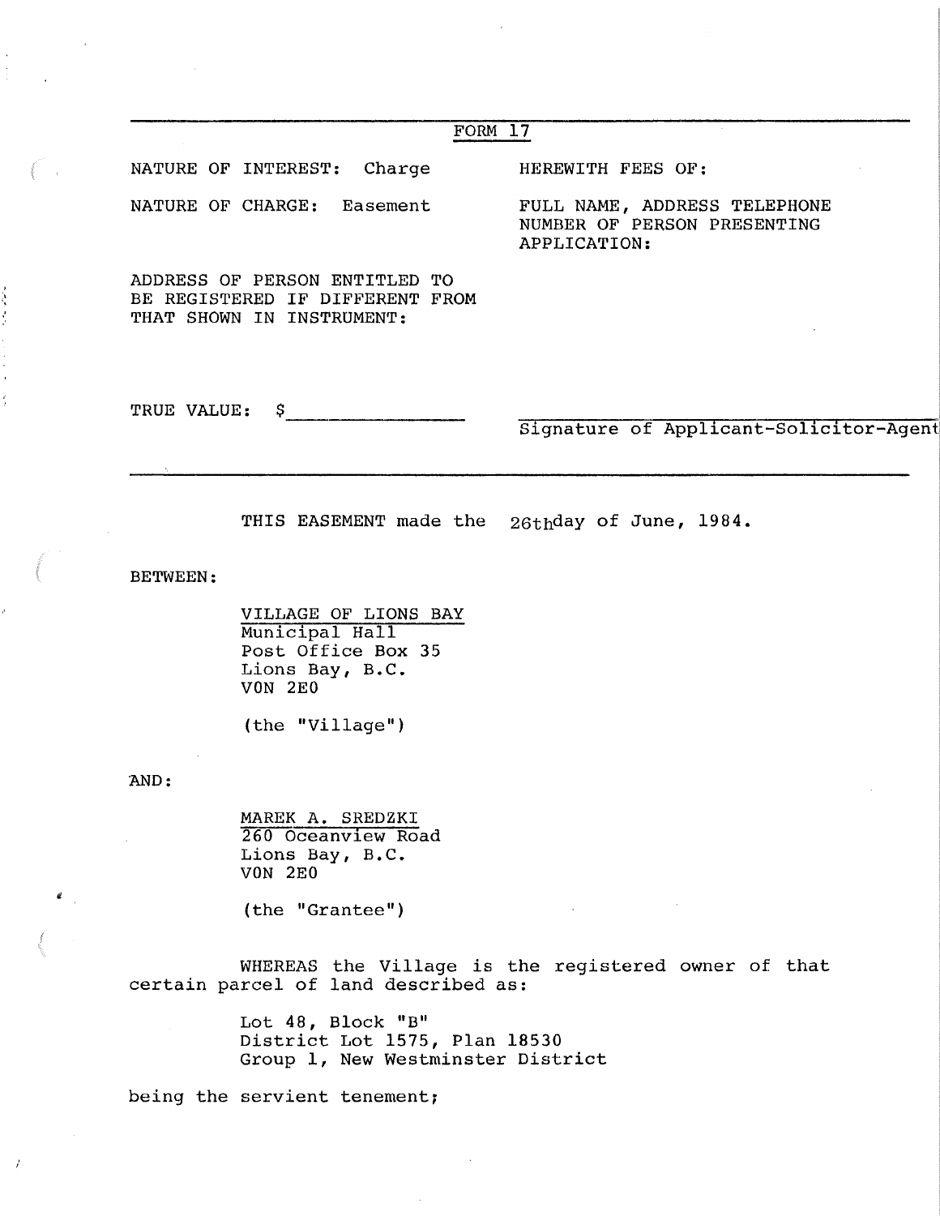FORM 17

NATURE OF INTEREST: Charge

NATURE OF CHARGE: Easement

ADDRESS OF PERSON ENTITLED TO BE REGISTERED IF DIFFERENT FROM THAT SHOWN IN INSTRUMENT:

TRUE VALUE: $\_\_\_\_\_\_\_\_\_\_\_\_

HEREWITH FEES OF:

FULL NAME, ADDRESS TELEPHONE NUMBER OF PERSON PRESENTING APPLICATION:

\_\_\_\_\_\_\_\_\_\_\_\_\_\_\_\_\_\_\_\_\_\_\_\_\_\_\_\_
Signature of Applicant-Solicitor-Agent

---

THIS EASEMENT made the 26th day of June, 1984.

BETWEEN:

VILLAGE OF LIONS BAY
Municipal Hall
Post Office Box 35
Lions Bay, B.C.
V0N 2E0

(the "Village")

AND:

MAREK A. SREDZKI
260 Oceanview Road
Lions Bay, B.C.
V0N 2E0

(the "Grantee")

WHEREAS the Village is the registered owner of that certain parcel of land described as:

Lot 48, Block "B"
District Lot 1575, Plan 18530
Group 1, New Westminster District

being the servient tenement;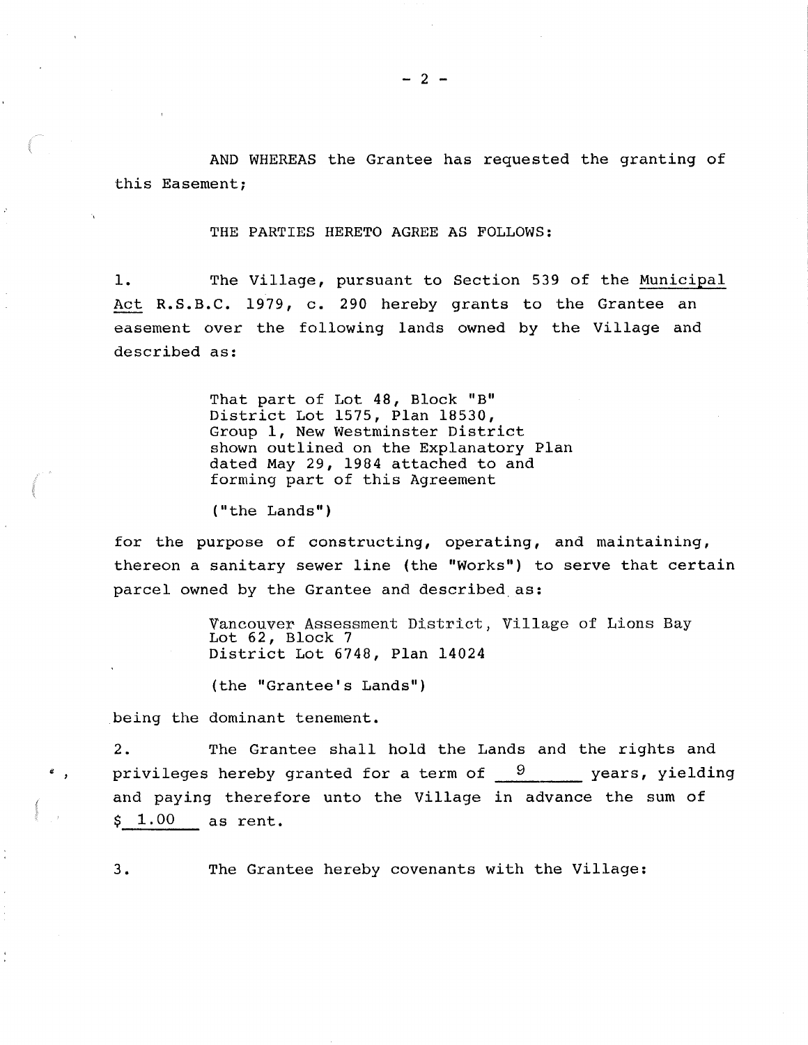AND WHEREAS the Grantee has requested the granting of this Easement;

THE PARTIES HERETO AGREE AS FOLLOWS:

1. The Village, pursuant to Section 539 of the Municipal Act R.S.B.C. 1979, c. 290 hereby grants to the Grantee an easement over the following lands owned by the Village and described as:

> That part of Lot 48, Block "B"
> District Lot 1575, Plan 18530,
> Group 1, New Westminster District
> shown outlined on the Explanatory Plan
> dated May 29, 1984 attached to and
> forming part of this Agreement
>
> ("the Lands")

for the purpose of constructing, operating, and maintaining, thereon a sanitary sewer line (the "Works") to serve that certain parcel owned by the Grantee and described as:

> Vancouver Assessment District, Village of Lions Bay
> Lot 62, Block 7
> District Lot 6748, Plan 14024
>
> (the "Grantee's Lands")

being the dominant tenement.

2. The Grantee shall hold the Lands and the rights and privileges hereby granted for a term of 9 years, yielding and paying therefore unto the Village in advance the sum of $ 1.00 as rent.

3. The Grantee hereby covenants with the Village: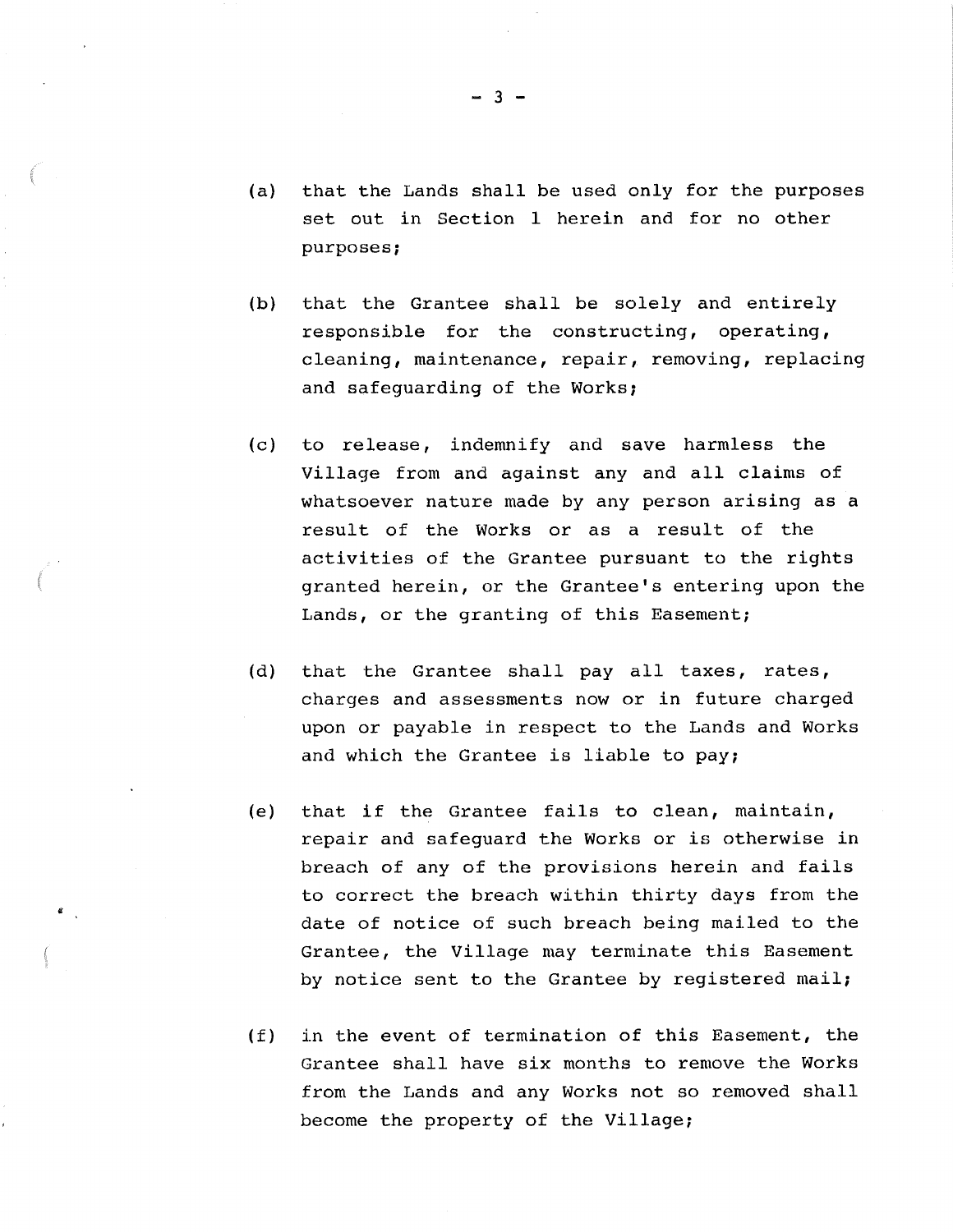(a) that the Lands shall be used only for the purposes set out in Section 1 herein and for no other purposes;

(b) that the Grantee shall be solely and entirely responsible for the constructing, operating, cleaning, maintenance, repair, removing, replacing and safeguarding of the Works;

(c) to release, indemnify and save harmless the Village from and against any and all claims of whatsoever nature made by any person arising as a result of the Works or as a result of the activities of the Grantee pursuant to the rights granted herein, or the Grantee's entering upon the Lands, or the granting of this Easement;

(d) that the Grantee shall pay all taxes, rates, charges and assessments now or in future charged upon or payable in respect to the Lands and Works and which the Grantee is liable to pay;

(e) that if the Grantee fails to clean, maintain, repair and safeguard the Works or is otherwise in breach of any of the provisions herein and fails to correct the breach within thirty days from the date of notice of such breach being mailed to the Grantee, the Village may terminate this Easement by notice sent to the Grantee by registered mail;

(f) in the event of termination of this Easement, the Grantee shall have six months to remove the Works from the Lands and any Works not so removed shall become the property of the Village;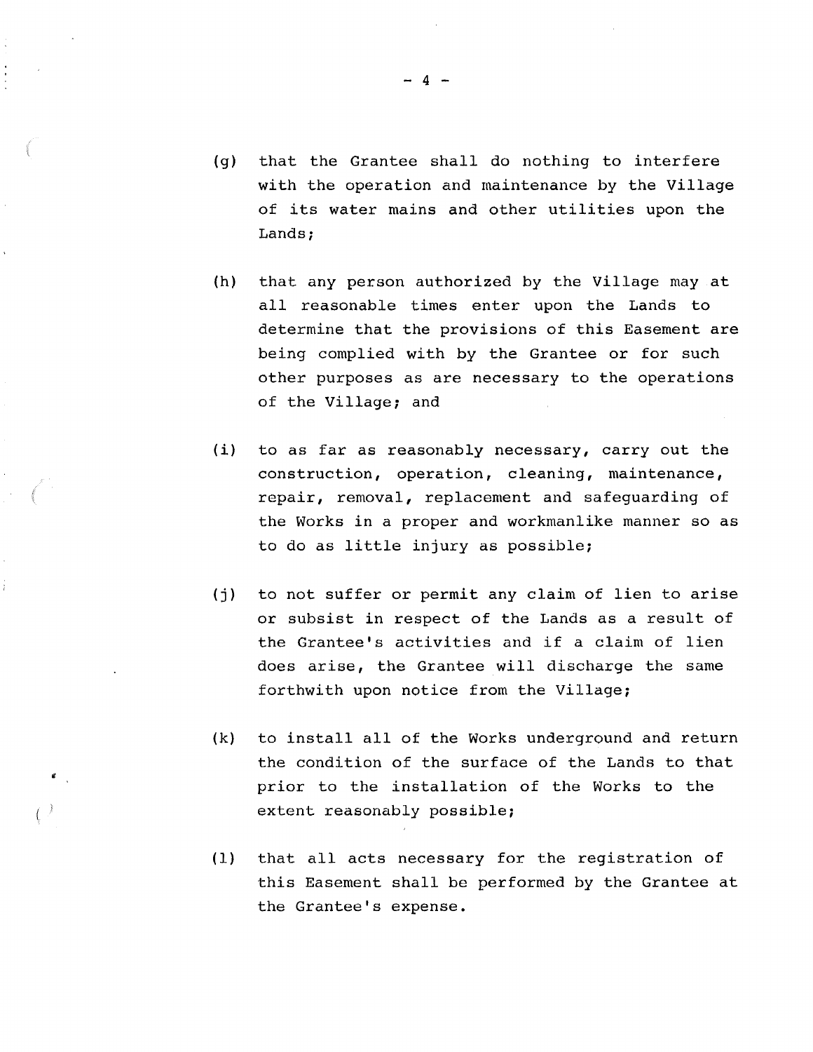(g) that the Grantee shall do nothing to interfere with the operation and maintenance by the Village of its water mains and other utilities upon the Lands;

(h) that any person authorized by the Village may at all reasonable times enter upon the Lands to determine that the provisions of this Easement are being complied with by the Grantee or for such other purposes as are necessary to the operations of the Village; and

(i) to as far as reasonably necessary, carry out the construction, operation, cleaning, maintenance, repair, removal, replacement and safeguarding of the Works in a proper and workmanlike manner so as to do as little injury as possible;

(j) to not suffer or permit any claim of lien to arise or subsist in respect of the Lands as a result of the Grantee's activities and if a claim of lien does arise, the Grantee will discharge the same forthwith upon notice from the Village;

(k) to install all of the Works underground and return the condition of the surface of the Lands to that prior to the installation of the Works to the extent reasonably possible;

(l) that all acts necessary for the registration of this Easement shall be performed by the Grantee at the Grantee's expense.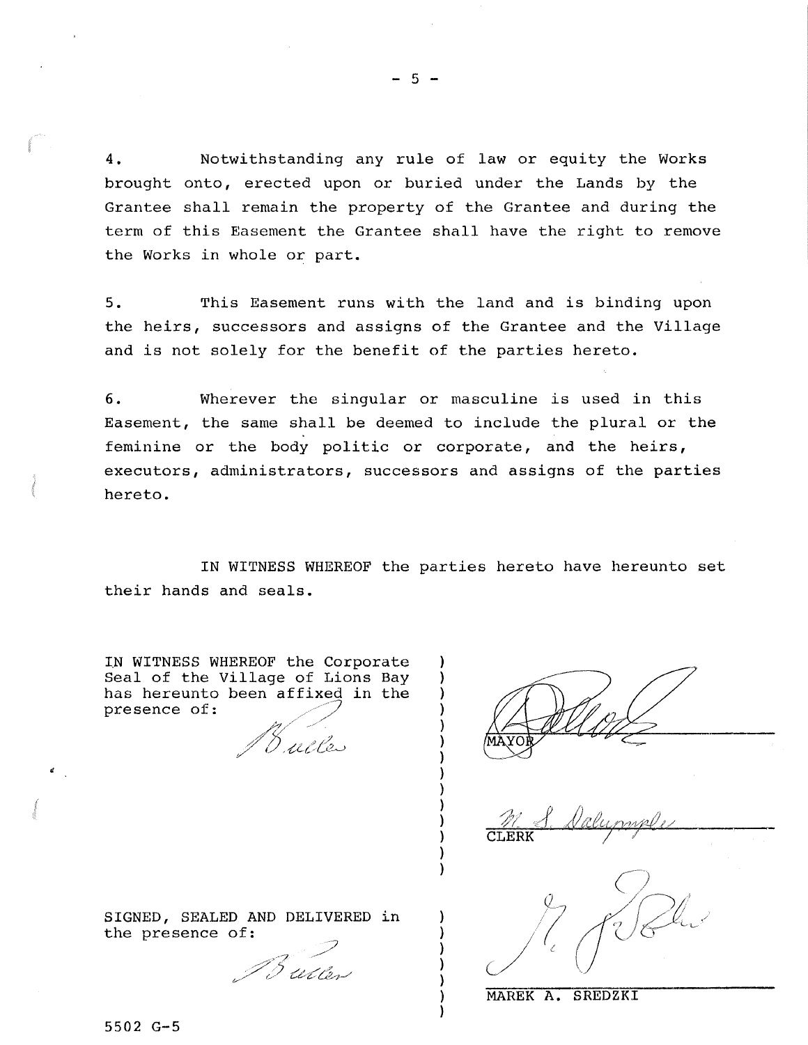4. Notwithstanding any rule of law or equity the Works brought onto, erected upon or buried under the Lands by the Grantee shall remain the property of the Grantee and during the term of this Easement the Grantee shall have the right to remove the Works in whole or part.

5. This Easement runs with the land and is binding upon the heirs, successors and assigns of the Grantee and the Village and is not solely for the benefit of the parties hereto.

6. Wherever the singular or masculine is used in this Easement, the same shall be deemed to include the plural or the feminine or the body politic or corporate, and the heirs, executors, administrators, successors and assigns of the parties hereto.

IN WITNESS WHEREOF the parties hereto have hereunto set their hands and seals.

IN WITNESS WHEREOF the Corporate Seal of the Village of Lions Bay has hereunto been affixed in the presence of:

MAYOR

CLERK

SIGNED, SEALED AND DELIVERED in the presence of:

MAREK A. SREDZKI

5502 G-5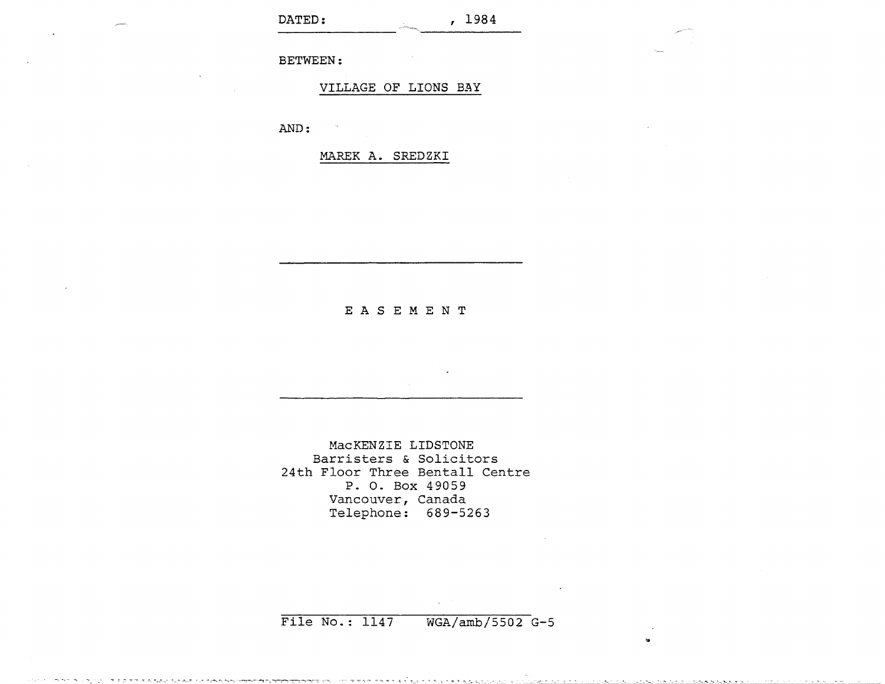DATED: _______________, 1984

BETWEEN:

VILLAGE OF LIONS BAY

AND:

MAREK A. SREDZKI

---

E A S E M E N T

---

MacKENZIE LIDSTONE
Barristers & Solicitors
24th Floor Three Bentall Centre
P. O. Box 49059
Vancouver, Canada
Telephone: 689-5263

File No.: 1147 WGA/amb/5502 G-5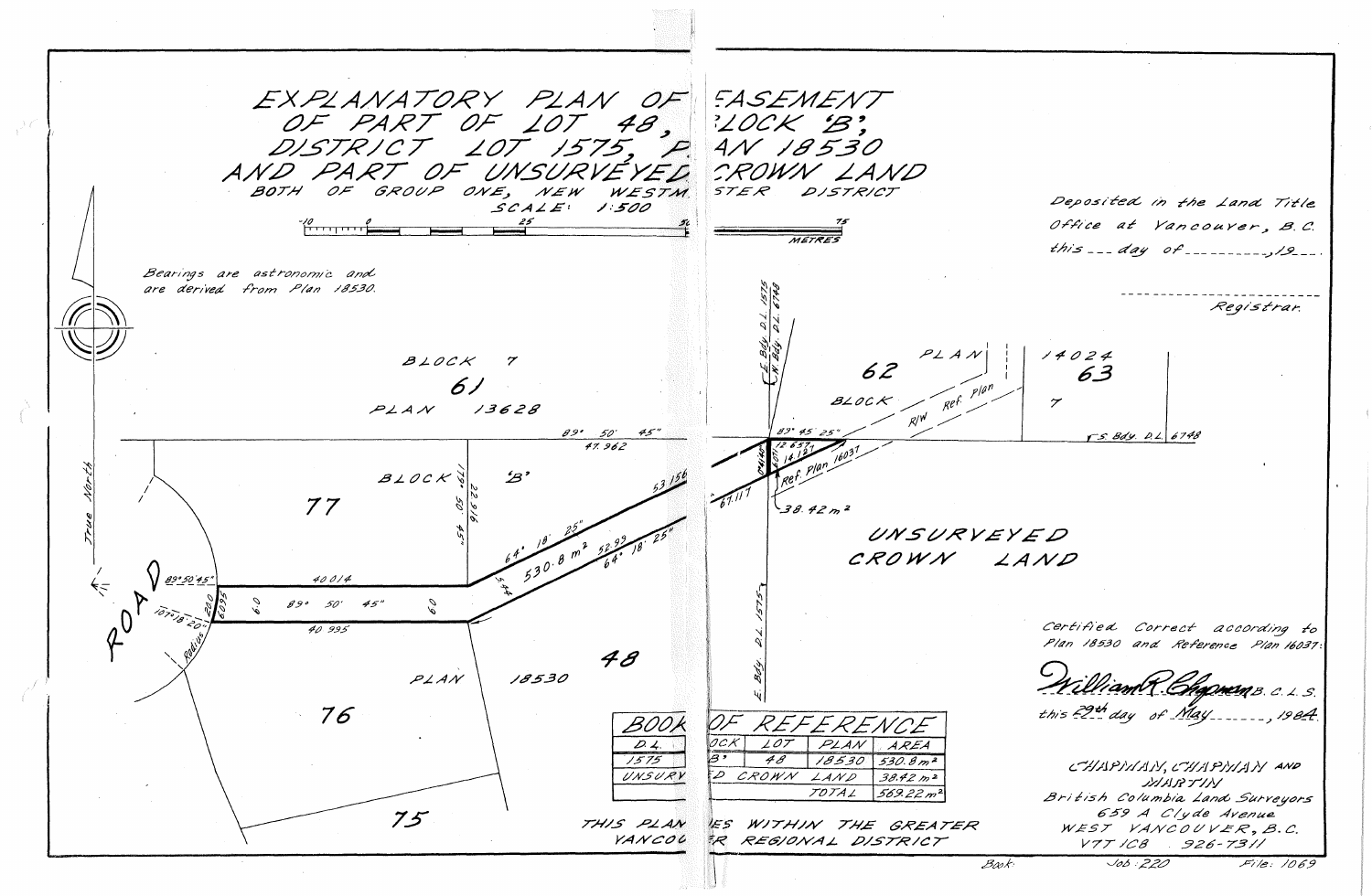# EXPLANATORY PLAN OF EASEMENT OF PART OF LOT 48, BLOCK 'B', DISTRICT LOT 1575, PLAN 18530 AND PART OF UNSURVEYED CROWN LAND

BOTH OF GROUP ONE, NEW WESTMINSTER DISTRICT

SCALE: 1:500

-10 0 25 50 75

METRES

Bearings are astronomic and are derived from Plan 18530.

True North

BLOCK 7

61

PLAN 13628

62

PLAN 14024

63

BLOCK 7

R/W Ref. Plan

E Bdy D.L. 1575

W Bdy D.L. 6748

S. Bdy. D.L. 6748

89° 50' 45"

47.962

89° 45' 25"

12.657

14.131

Ref. Plan 16037

38.42 m²

BLOCK 'B'

77

179° 50' 45"

22.916

53.156

67.117

64° 18' 25"

530.8 m²

52.93

64° 18' 25"

5.44

89°50'45"

40.014

6.0

89° 50' 45"

6.0

40.995

107°18'20"

Radius 20.0

6.095

ROAD

48

PLAN 18530

76

75

E Bdy. D.L. 1575

UNSURVEYED CROWN LAND

| BOOK OF REFERENCE | | | | |
|---|---|---|---|---|
| D.L. | BLOCK | LOT | PLAN | AREA |
| 1575 | 'B' | 48 | 18530 | 530.8 m² |
| UNSURVEYED CROWN LAND | | | | 38.42 m² |
| | | | TOTAL | 569.22 m² |

THIS PLAN LIES WITHIN THE GREATER VANCOUVER REGIONAL DISTRICT

Deposited in the Land Title Office at Vancouver, B.C. this ___ day of _________, 19___.

Registrar.

Certified Correct according to Plan 18530 and Reference Plan 16037:

William R Chapman B.C.L.S.

this 29th day of May, 1984.

CHAPMAN, CHAPMAN AND MARTIN
British Columbia Land Surveyors
659 A Clyde Avenue
WEST VANCOUVER, B.C.
V7T 1C8 926-7311

Book: Job: 220 File: 1069